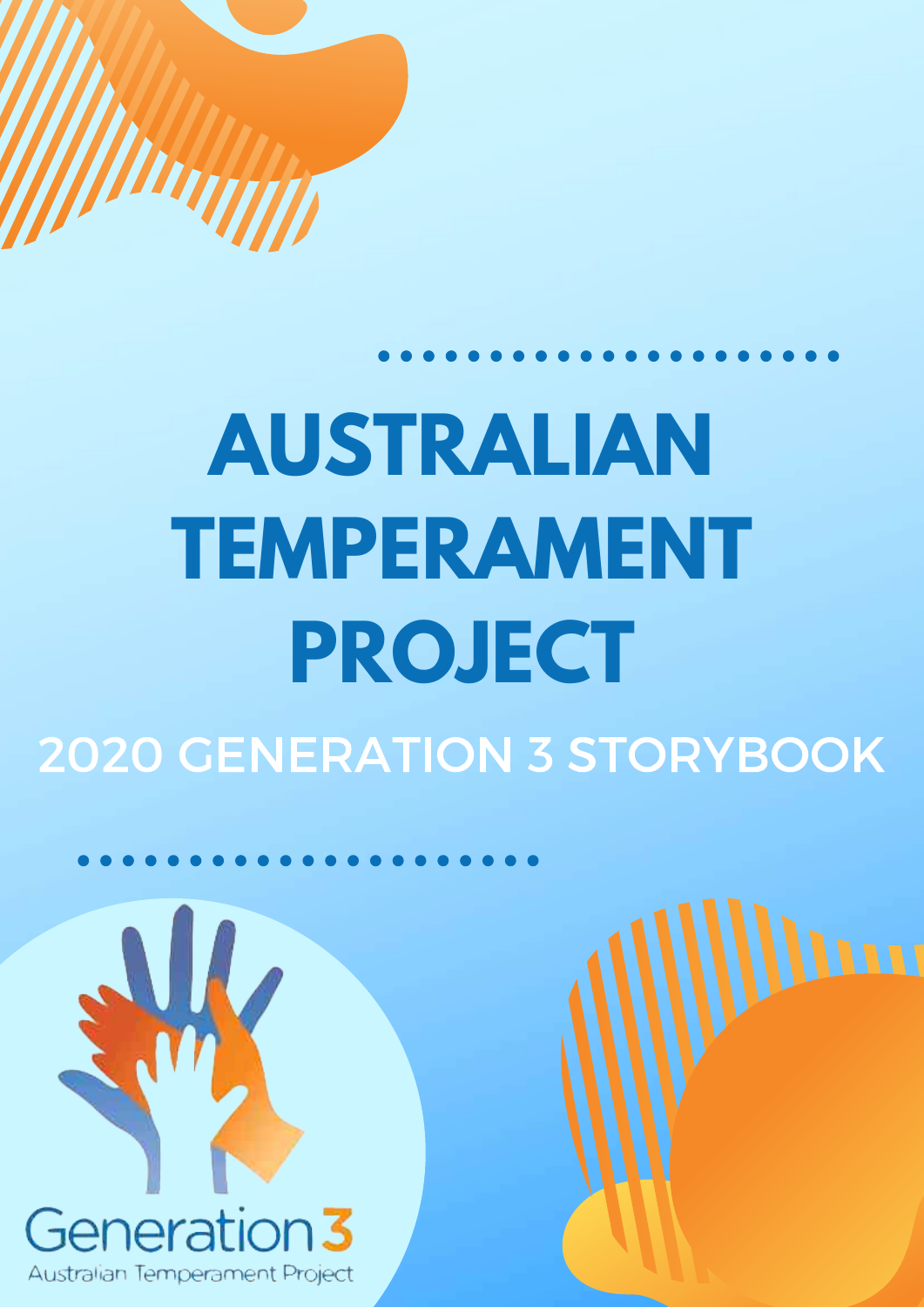# AUSTRALIAN TEMPERAMENT PROJECT

## 2020 GENERATION 3 STORYBOOK

Generation 3

Australian Temperament Project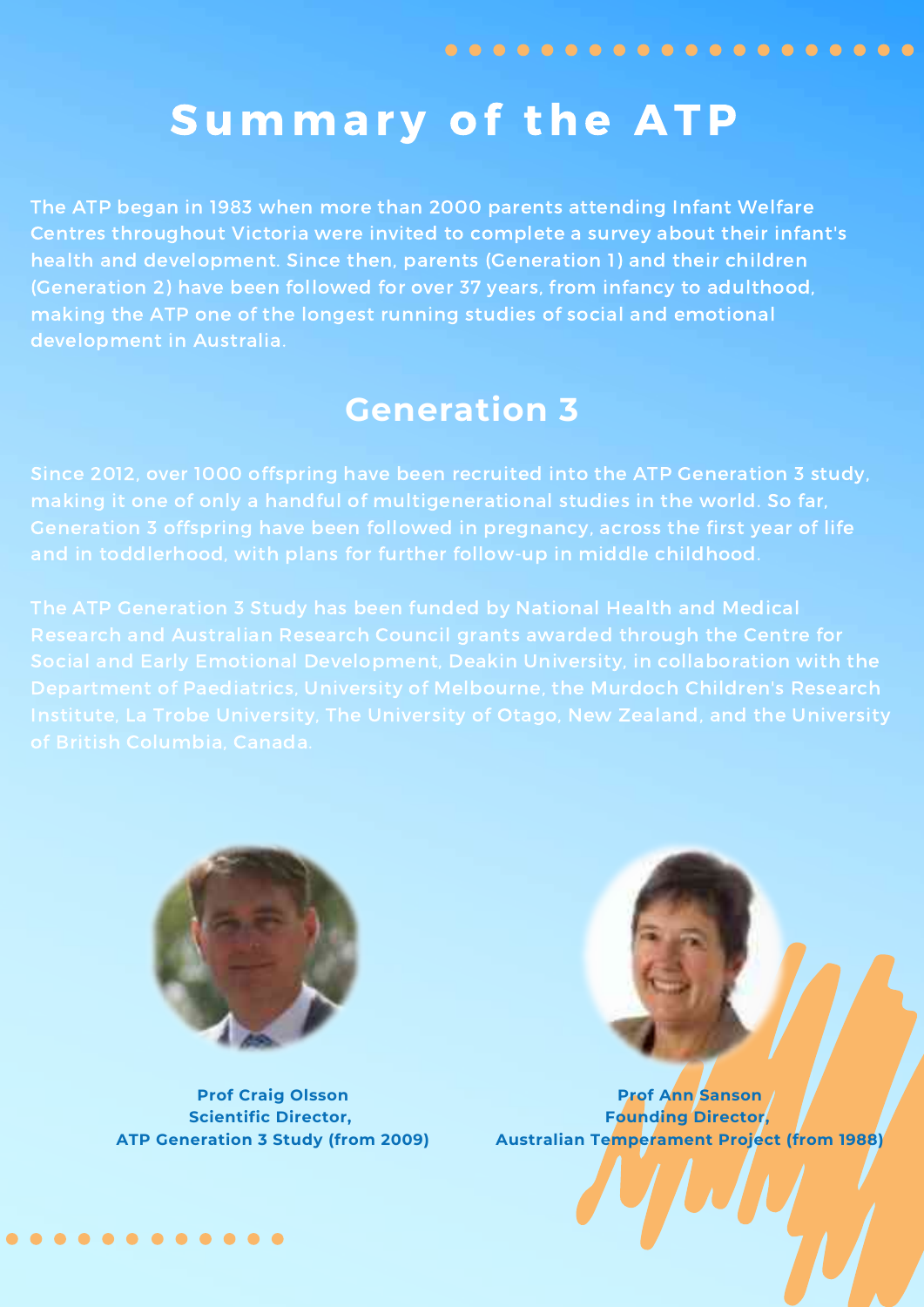# Summary of the ATP

The ATP began in 1983 when more than 2000 parents attending Infant Welfare Centres throughout Victoria were invited to complete a survey about their infant's health and development. Since then, parents (Generation 1) and their children (Generation 2) have been followed for over 37 years, from infancy to adulthood, making the ATP one of the longest running studies of social and emotional development in Australia.

## Generation 3

Since 2012, over 1000 offspring have been recruited into the ATP Generation 3 study, making it one of only a handful of multigenerational studies in the world. So far, Generation 3 offspring have been followed in pregnancy, across the first year of life and in toddlerhood, with plans for further follow-up in middle childhood.

The ATP Generation 3 Study has been funded by National Health and Medical Research and Australian Research Council grants awarded through the Centre for Social and Early Emotional Development, Deakin University, in collaboration with the Department of Paediatrics, University of Melbourne, the Murdoch Children's Research Institute, La Trobe University, The University of Otago, New Zealand, and the University of British Columbia, Canada.

**Prof Craig Olsson**
**Scientific Director,**
**ATP Generation 3 Study (from 2009)**

**Prof Ann Sanson**
**Founding Director,**
**Australian Temperament Project (from 1988)**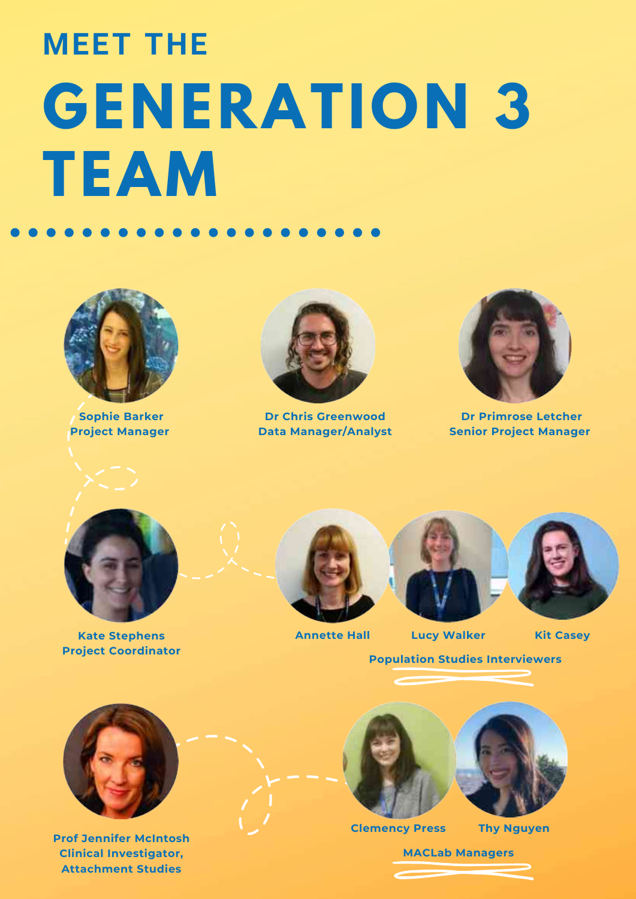# MEET THE GENERATION 3 TEAM

**Sophie Barker**
**Project Manager**

**Dr Chris Greenwood**
**Data Manager/Analyst**

**Dr Primrose Letcher**
**Senior Project Manager**

**Kate Stephens**
**Project Coordinator**

**Annette Hall**

**Lucy Walker**

**Kit Casey**

**Population Studies Interviewers**

**Prof Jennifer McIntosh**
**Clinical Investigator, Attachment Studies**

**Clemency Press**

**Thy Nguyen**

**MACLab Managers**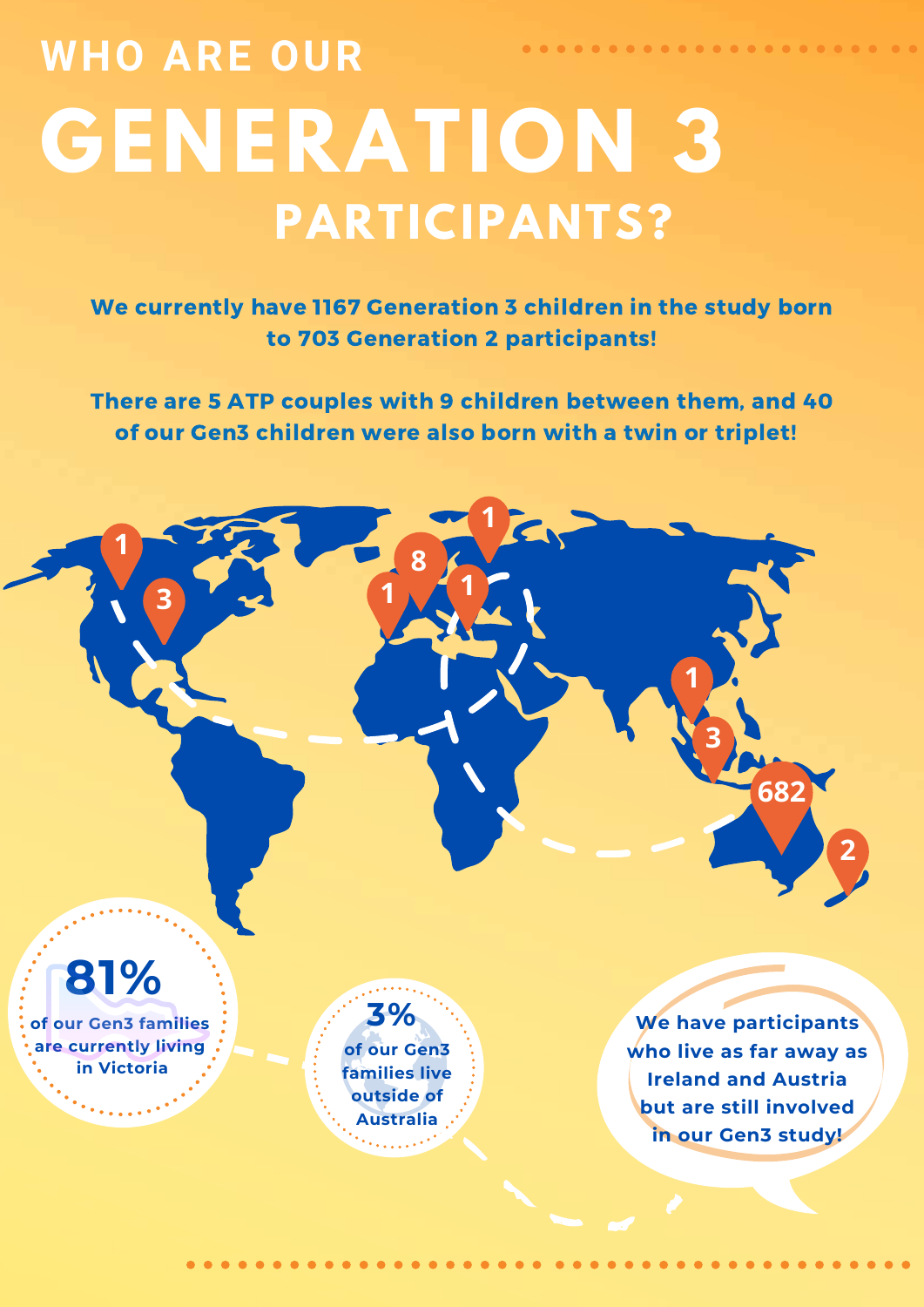# WHO ARE OUR GENERATION 3 PARTICIPANTS?

**We currently have 1167 Generation 3 children in the study born to 703 Generation 2 participants!**

**There are 5 ATP couples with 9 children between them, and 40 of our Gen3 children were also born with a twin or triplet!**

1

3

8

1

1

1

1

3

682

2

**81%** of our Gen3 families are currently living in Victoria

**3%** of our Gen3 families live outside of Australia

We have participants who live as far away as Ireland and Austria but are still involved in our Gen3 study!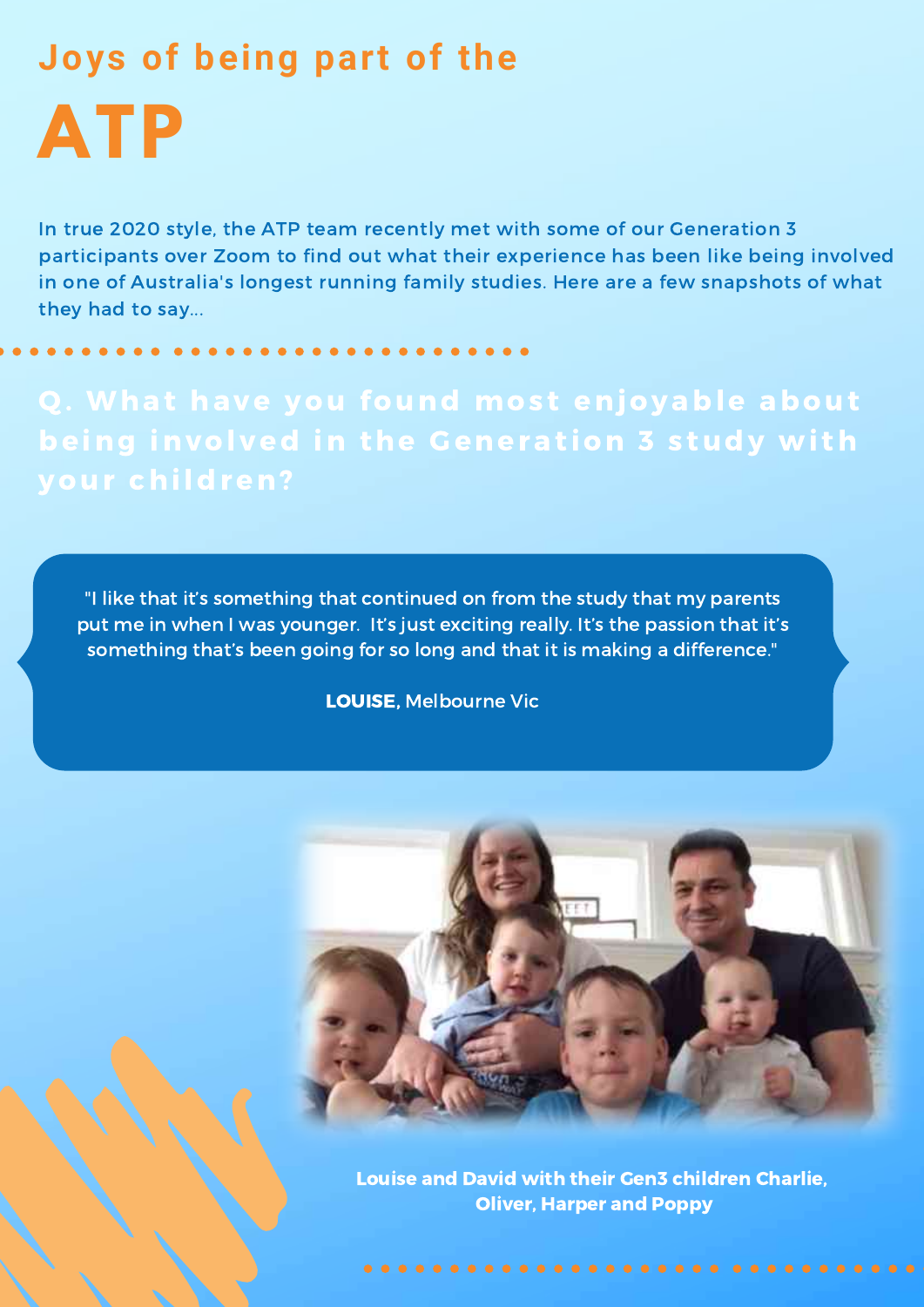# Joys of being part of the ATP

In true 2020 style, the ATP team recently met with some of our Generation 3 participants over Zoom to find out what their experience has been like being involved in one of Australia's longest running family studies. Here are a few snapshots of what they had to say...

## Q. What have you found most enjoyable about being involved in the Generation 3 study with your children?

"I like that it's something that continued on from the study that my parents put me in when I was younger. It's just exciting really. It's the passion that it's something that's been going for so long and that it is making a difference."

**LOUISE**, Melbourne Vic

**Louise and David with their Gen3 children Charlie, Oliver, Harper and Poppy**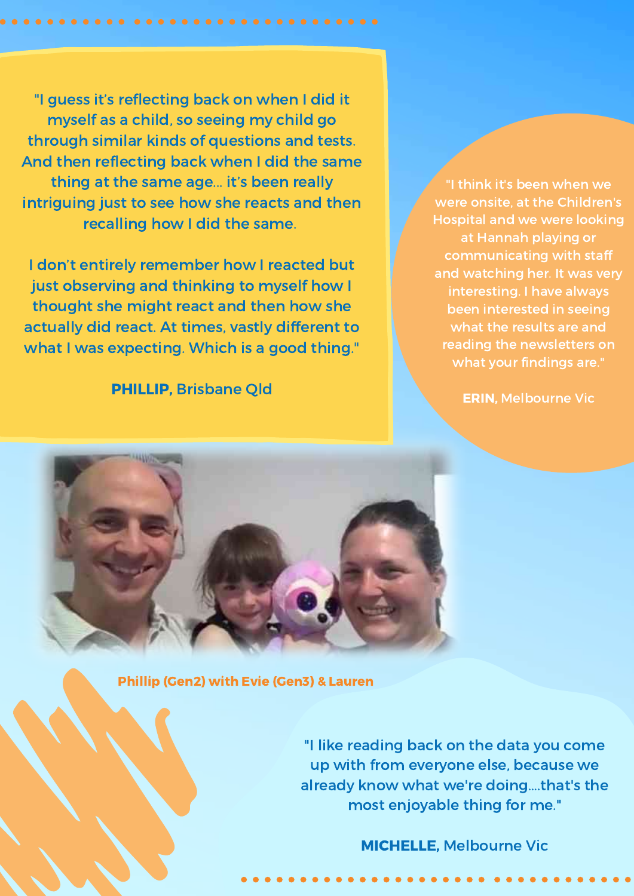"I guess it's reflecting back on when I did it myself as a child, so seeing my child go through similar kinds of questions and tests. And then reflecting back when I did the same thing at the same age... it's been really intriguing just to see how she reacts and then recalling how I did the same.

I don't entirely remember how I reacted but just observing and thinking to myself how I thought she might react and then how she actually did react. At times, vastly different to what I was expecting. Which is a good thing."

**PHILLIP,** Brisbane Qld

"I think it's been when we were onsite, at the Children's Hospital and we were looking at Hannah playing or communicating with staff and watching her. It was very interesting. I have always been interested in seeing what the results are and reading the newsletters on what your findings are."

**ERIN**, Melbourne Vic

**Phillip (Gen2) with Evie (Gen3) & Lauren**

"I like reading back on the data you come up with from everyone else, because we already know what we're doing....that's the most enjoyable thing for me."

**MICHELLE,** Melbourne Vic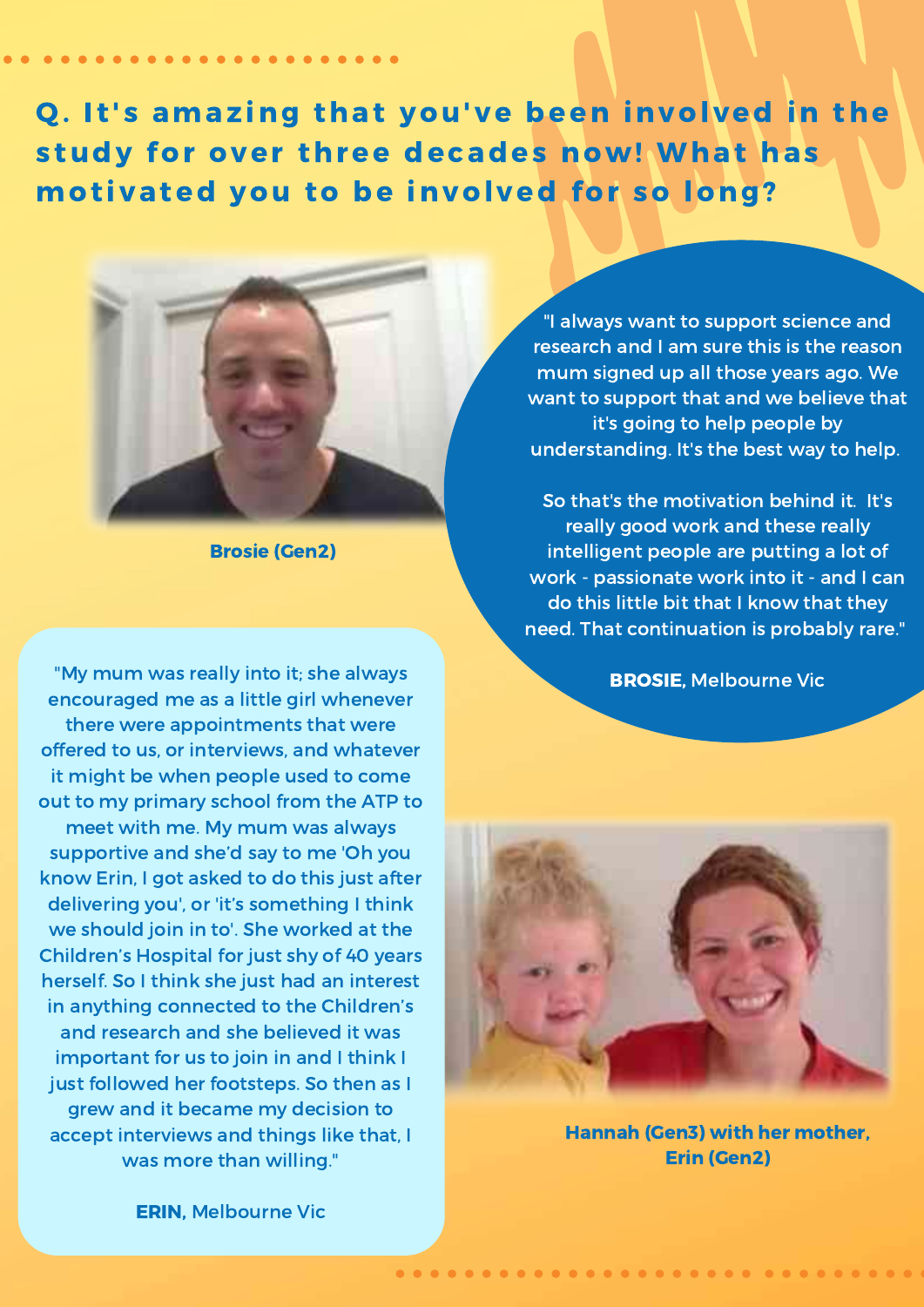## Q. It's amazing that you've been involved in the study for over three decades now! What has motivated you to be involved for so long?

Brosie (Gen2)

"I always want to support science and research and I am sure this is the reason mum signed up all those years ago. We want to support that and we believe that it's going to help people by understanding. It's the best way to help.

So that's the motivation behind it. It's really good work and these really intelligent people are putting a lot of work - passionate work into it - and I can do this little bit that I know that they need. That continuation is probably rare."

**BROSIE,** Melbourne Vic

"My mum was really into it; she always encouraged me as a little girl whenever there were appointments that were offered to us, or interviews, and whatever it might be when people used to come out to my primary school from the ATP to meet with me. My mum was always supportive and she'd say to me 'Oh you know Erin, I got asked to do this just after delivering you', or 'it's something I think we should join in to'. She worked at the Children's Hospital for just shy of 40 years herself. So I think she just had an interest in anything connected to the Children's and research and she believed it was important for us to join in and I think I just followed her footsteps. So then as I grew and it became my decision to accept interviews and things like that, I was more than willing."

**ERIN,** Melbourne Vic

Hannah (Gen3) with her mother, Erin (Gen2)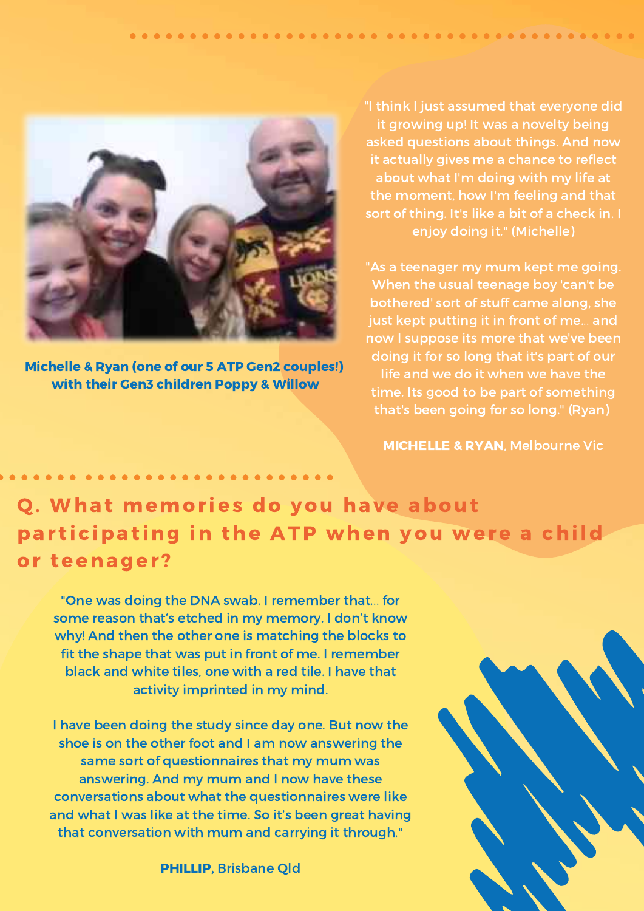**Michelle & Ryan (one of our 5 ATP Gen2 couples!) with their Gen3 children Poppy & Willow**

"I think I just assumed that everyone did it growing up! It was a novelty being asked questions about things. And now it actually gives me a chance to reflect about what I'm doing with my life at the moment, how I'm feeling and that sort of thing. It's like a bit of a check in. I enjoy doing it." (Michelle)

"As a teenager my mum kept me going. When the usual teenage boy 'can't be bothered' sort of stuff came along, she just kept putting it in front of me... and now I suppose its more that we've been doing it for so long that it's part of our life and we do it when we have the time. Its good to be part of something that's been going for so long." (Ryan)

**MICHELLE & RYAN**, Melbourne Vic

## Q. What memories do you have about participating in the ATP when you were a child or teenager?

"One was doing the DNA swab. I remember that... for some reason that's etched in my memory. I don't know why! And then the other one is matching the blocks to fit the shape that was put in front of me. I remember black and white tiles, one with a red tile. I have that activity imprinted in my mind.

I have been doing the study since day one. But now the shoe is on the other foot and I am now answering the same sort of questionnaires that my mum was answering. And my mum and I now have these conversations about what the questionnaires were like and what I was like at the time. So it's been great having that conversation with mum and carrying it through."

**PHILLIP**, Brisbane Qld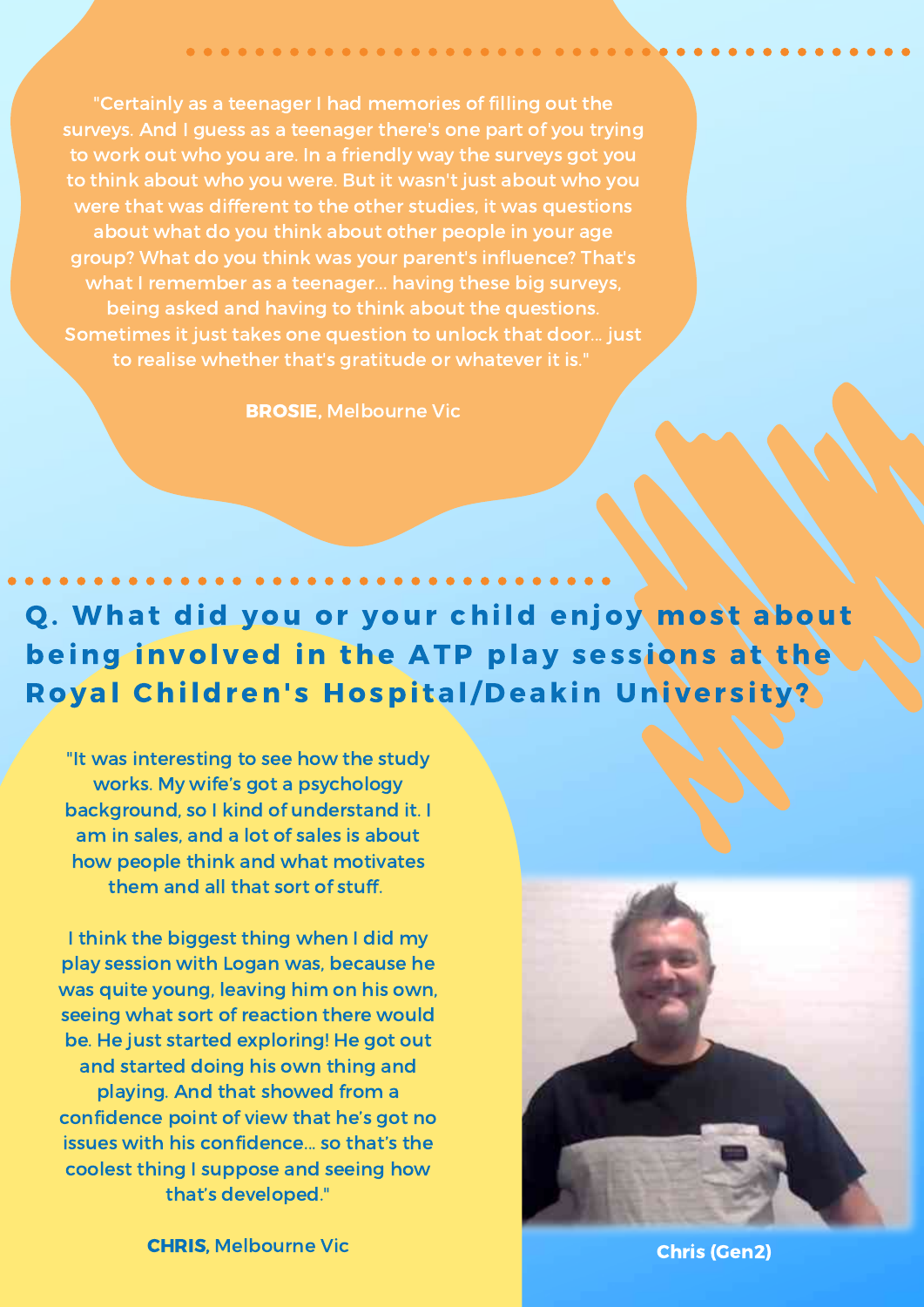"Certainly as a teenager I had memories of filling out the surveys. And I guess as a teenager there's one part of you trying to work out who you are. In a friendly way the surveys got you to think about who you were. But it wasn't just about who you were that was different to the other studies, it was questions about what do you think about other people in your age group? What do you think was your parent's influence? That's what I remember as a teenager... having these big surveys, being asked and having to think about the questions. Sometimes it just takes one question to unlock that door... just to realise whether that's gratitude or whatever it is."

**BROSIE**, Melbourne Vic

## Q. What did you or your child enjoy most about being involved in the ATP play sessions at the Royal Children's Hospital/Deakin University?

"It was interesting to see how the study works. My wife's got a psychology background, so I kind of understand it. I am in sales, and a lot of sales is about how people think and what motivates them and all that sort of stuff.

I think the biggest thing when I did my play session with Logan was, because he was quite young, leaving him on his own, seeing what sort of reaction there would be. He just started exploring! He got out and started doing his own thing and playing. And that showed from a confidence point of view that he's got no issues with his confidence... so that's the coolest thing I suppose and seeing how that's developed."

**CHRIS**, Melbourne Vic

**Chris (Gen2)**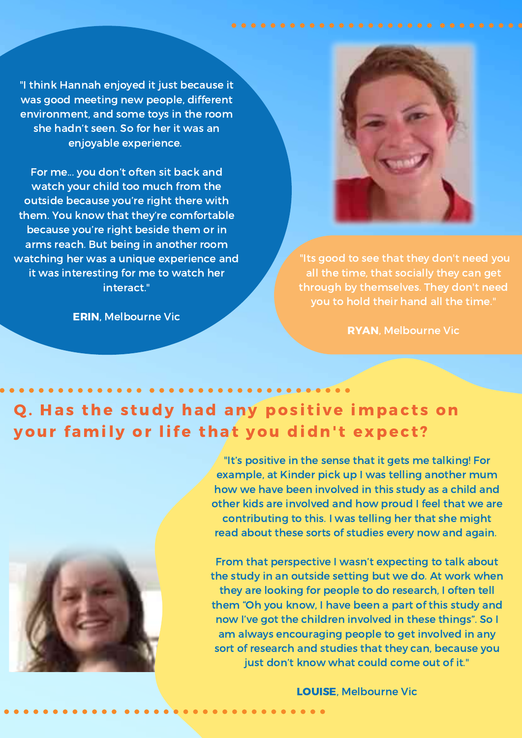"I think Hannah enjoyed it just because it was good meeting new people, different environment, and some toys in the room she hadn't seen. So for her it was an enjoyable experience.

For me... you don't often sit back and watch your child too much from the outside because you're right there with them. You know that they're comfortable because you're right beside them or in arms reach. But being in another room watching her was a unique experience and it was interesting for me to watch her interact."

**ERIN**, Melbourne Vic

"Its good to see that they don't need you all the time, that socially they can get through by themselves. They don't need you to hold their hand all the time."

**RYAN**, Melbourne Vic

## Q. Has the study had any positive impacts on your family or life that you didn't expect?

"It's positive in the sense that it gets me talking! For example, at Kinder pick up I was telling another mum how we have been involved in this study as a child and other kids are involved and how proud I feel that we are contributing to this. I was telling her that she might read about these sorts of studies every now and again.

From that perspective I wasn't expecting to talk about the study in an outside setting but we do. At work when they are looking for people to do research, I often tell them "Oh you know, I have been a part of this study and now I've got the children involved in these things". So I am always encouraging people to get involved in any sort of research and studies that they can, because you just don't know what could come out of it."

**LOUISE**, Melbourne Vic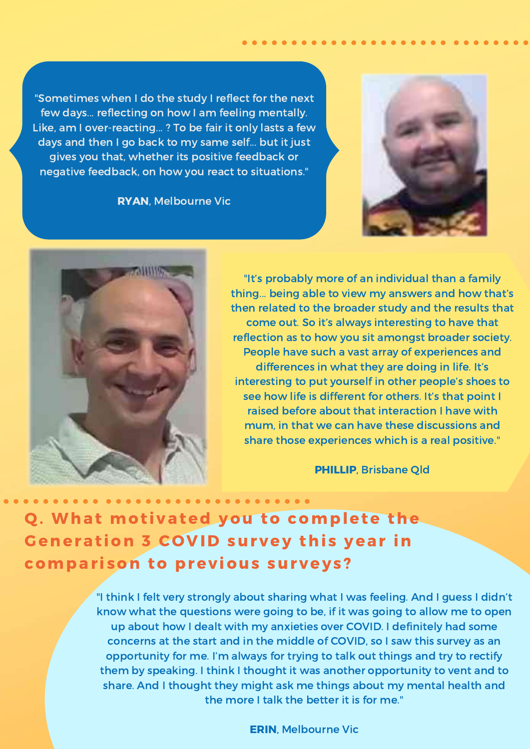"Sometimes when I do the study I reflect for the next few days... reflecting on how I am feeling mentally. Like, am I over-reacting... ? To be fair it only lasts a few days and then I go back to my same self... but it just gives you that, whether its positive feedback or negative feedback, on how you react to situations."

**RYAN**, Melbourne Vic

"It's probably more of an individual than a family thing... being able to view my answers and how that's then related to the broader study and the results that come out. So it's always interesting to have that reflection as to how you sit amongst broader society. People have such a vast array of experiences and differences in what they are doing in life. It's interesting to put yourself in other people's shoes to see how life is different for others. It's that point I raised before about that interaction I have with mum, in that we can have these discussions and share those experiences which is a real positive."

**PHILLIP**, Brisbane Qld

## Q. What motivated you to complete the Generation 3 COVID survey this year in comparison to previous surveys?

"I think I felt very strongly about sharing what I was feeling. And I guess I didn't know what the questions were going to be, if it was going to allow me to open up about how I dealt with my anxieties over COVID. I definitely had some concerns at the start and in the middle of COVID, so I saw this survey as an opportunity for me. I'm always for trying to talk out things and try to rectify them by speaking. I think I thought it was another opportunity to vent and to share. And I thought they might ask me things about my mental health and the more I talk the better it is for me."

**ERIN**, Melbourne Vic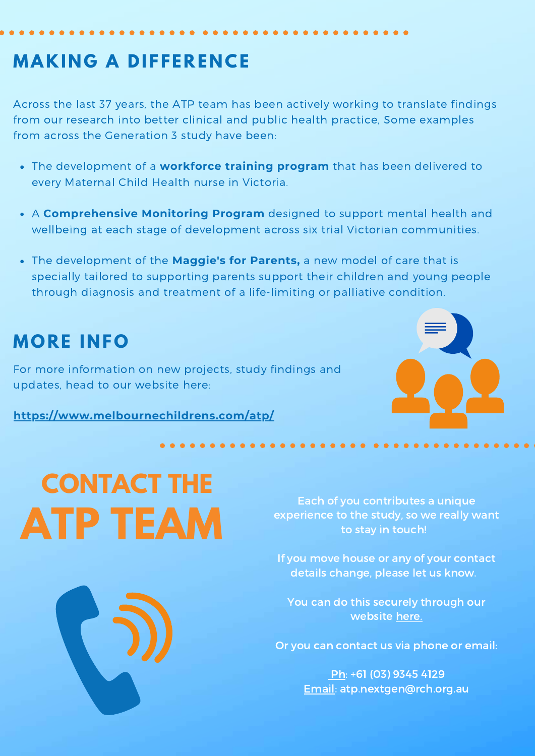## MAKING A DIFFERENCE

Across the last 37 years, the ATP team has been actively working to translate findings from our research into better clinical and public health practice, Some examples from across the Generation 3 study have been:

- The development of a **workforce training program** that has been delivered to every Maternal Child Health nurse in Victoria.
- A **Comprehensive Monitoring Program** designed to support mental health and wellbeing at each stage of development across six trial Victorian communities.
- The development of the **Maggie's for Parents,** a new model of care that is specially tailored to supporting parents support their children and young people through diagnosis and treatment of a life-limiting or palliative condition.

## MORE INFO

For more information on new projects, study findings and updates, head to our website here:

**https://www.melbournechildrens.com/atp/**

# CONTACT THE ATP TEAM

Each of you contributes a unique experience to the study, so we really want to stay in touch!

If you move house or any of your contact details change, please let us know.

You can do this securely through our website here.

Or you can contact us via phone or email:

Ph: +61 (03) 9345 4129
Email: atp.nextgen@rch.org.au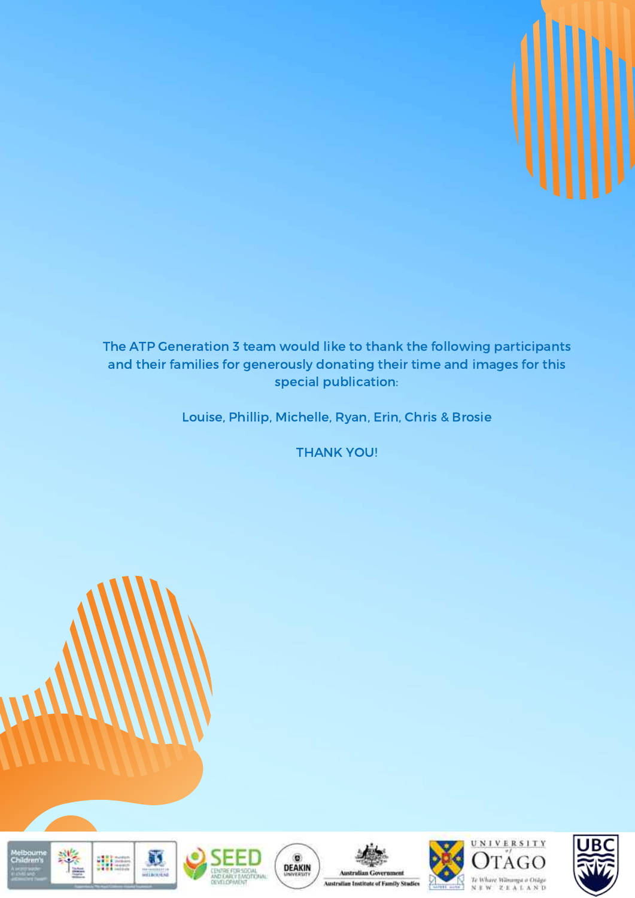The ATP Generation 3 team would like to thank the following participants and their families for generously donating their time and images for this special publication:

Louise, Phillip, Michelle, Ryan, Erin, Chris & Brosie

THANK YOU!